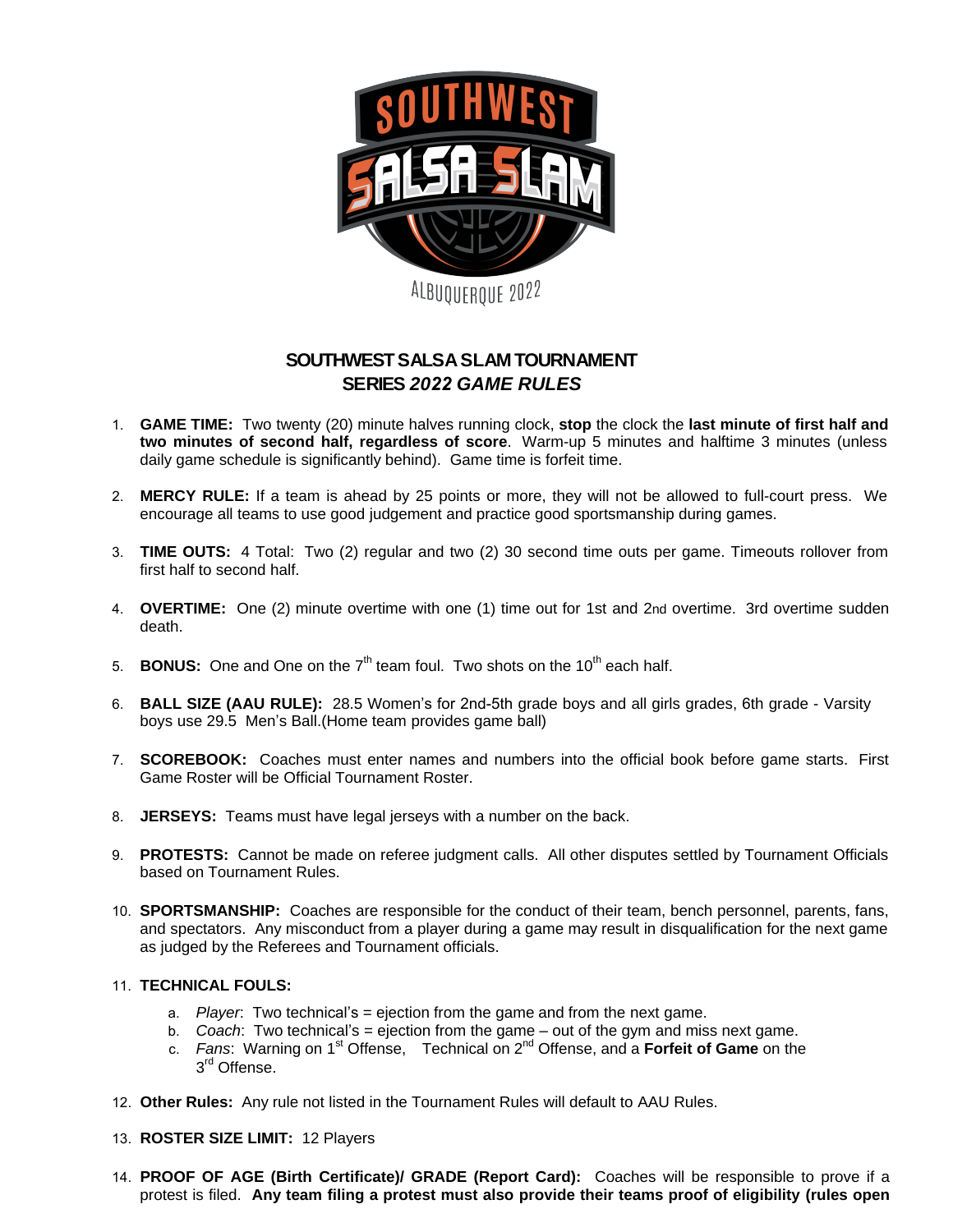SOUTHWEST SALSA SLAM ALBUQUERQUE 2022

# SOUTHWEST SALSA SLAM TOURNAMENT
## SERIES *2022 GAME RULES*

1. **GAME TIME:** Two twenty (20) minute halves running clock, **stop** the clock the **last minute of first half and two minutes of second half, regardless of score**. Warm-up 5 minutes and halftime 3 minutes (unless daily game schedule is significantly behind). Game time is forfeit time.

2. **MERCY RULE:** If a team is ahead by 25 points or more, they will not be allowed to full-court press. We encourage all teams to use good judgement and practice good sportsmanship during games.

3. **TIME OUTS:** 4 Total: Two (2) regular and two (2) 30 second time outs per game. Timeouts rollover from first half to second half.

4. **OVERTIME:** One (2) minute overtime with one (1) time out for 1st and 2nd overtime. 3rd overtime sudden death.

5. **BONUS:** One and One on the 7th team foul. Two shots on the 10th each half.

6. **BALL SIZE (AAU RULE):** 28.5 Women's for 2nd-5th grade boys and all girls grades, 6th grade - Varsity boys use 29.5 Men's Ball.(Home team provides game ball)

7. **SCOREBOOK:** Coaches must enter names and numbers into the official book before game starts. First Game Roster will be Official Tournament Roster.

8. **JERSEYS:** Teams must have legal jerseys with a number on the back.

9. **PROTESTS:** Cannot be made on referee judgment calls. All other disputes settled by Tournament Officials based on Tournament Rules.

10. **SPORTSMANSHIP:** Coaches are responsible for the conduct of their team, bench personnel, parents, fans, and spectators. Any misconduct from a player during a game may result in disqualification for the next game as judged by the Referees and Tournament officials.

11. **TECHNICAL FOULS:**
    a. *Player*: Two technical's = ejection from the game and from the next game.
    b. *Coach*: Two technical's = ejection from the game – out of the gym and miss next game.
    c. *Fans*: Warning on 1st Offense, Technical on 2nd Offense, and a **Forfeit of Game** on the 3rd Offense.

12. **Other Rules:** Any rule not listed in the Tournament Rules will default to AAU Rules.

13. **ROSTER SIZE LIMIT:** 12 Players

14. **PROOF OF AGE (Birth Certificate)/ GRADE (Report Card):** Coaches will be responsible to prove if a protest is filed. **Any team filing a protest must also provide their teams proof of eligibility (rules open**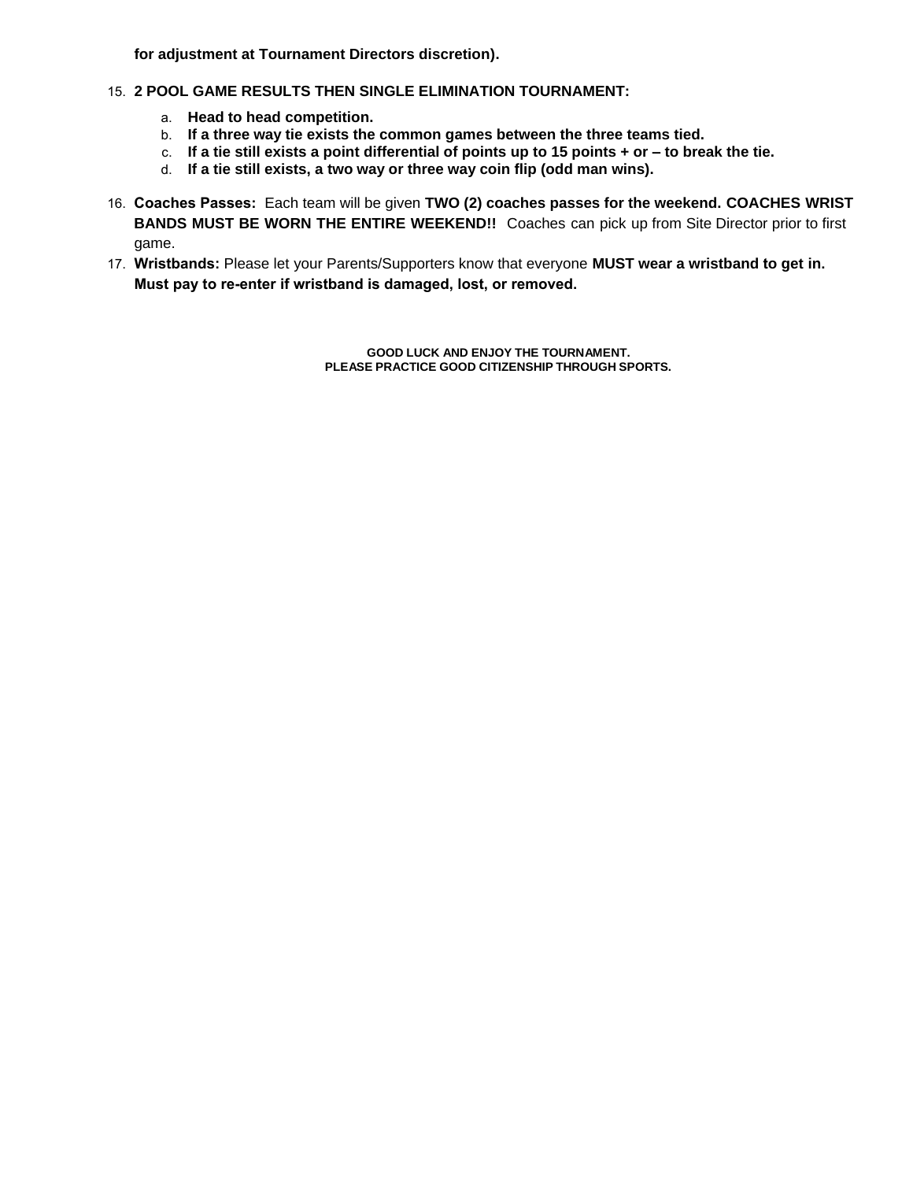**for adjustment at Tournament Directors discretion).**

15. **2 POOL GAME RESULTS THEN SINGLE ELIMINATION TOURNAMENT:**
    a. **Head to head competition.**
    b. **If a three way tie exists the common games between the three teams tied.**
    c. **If a tie still exists a point differential of points up to 15 points + or – to break the tie.**
    d. **If a tie still exists, a two way or three way coin flip (odd man wins).**
16. **Coaches Passes:** Each team will be given **TWO (2) coaches passes for the weekend. COACHES WRIST BANDS MUST BE WORN THE ENTIRE WEEKEND!!** Coaches can pick up from Site Director prior to first game.
17. **Wristbands:** Please let your Parents/Supporters know that everyone **MUST wear a wristband to get in. Must pay to re-enter if wristband is damaged, lost, or removed.**

**GOOD LUCK AND ENJOY THE TOURNAMENT.**
**PLEASE PRACTICE GOOD CITIZENSHIP THROUGH SPORTS.**